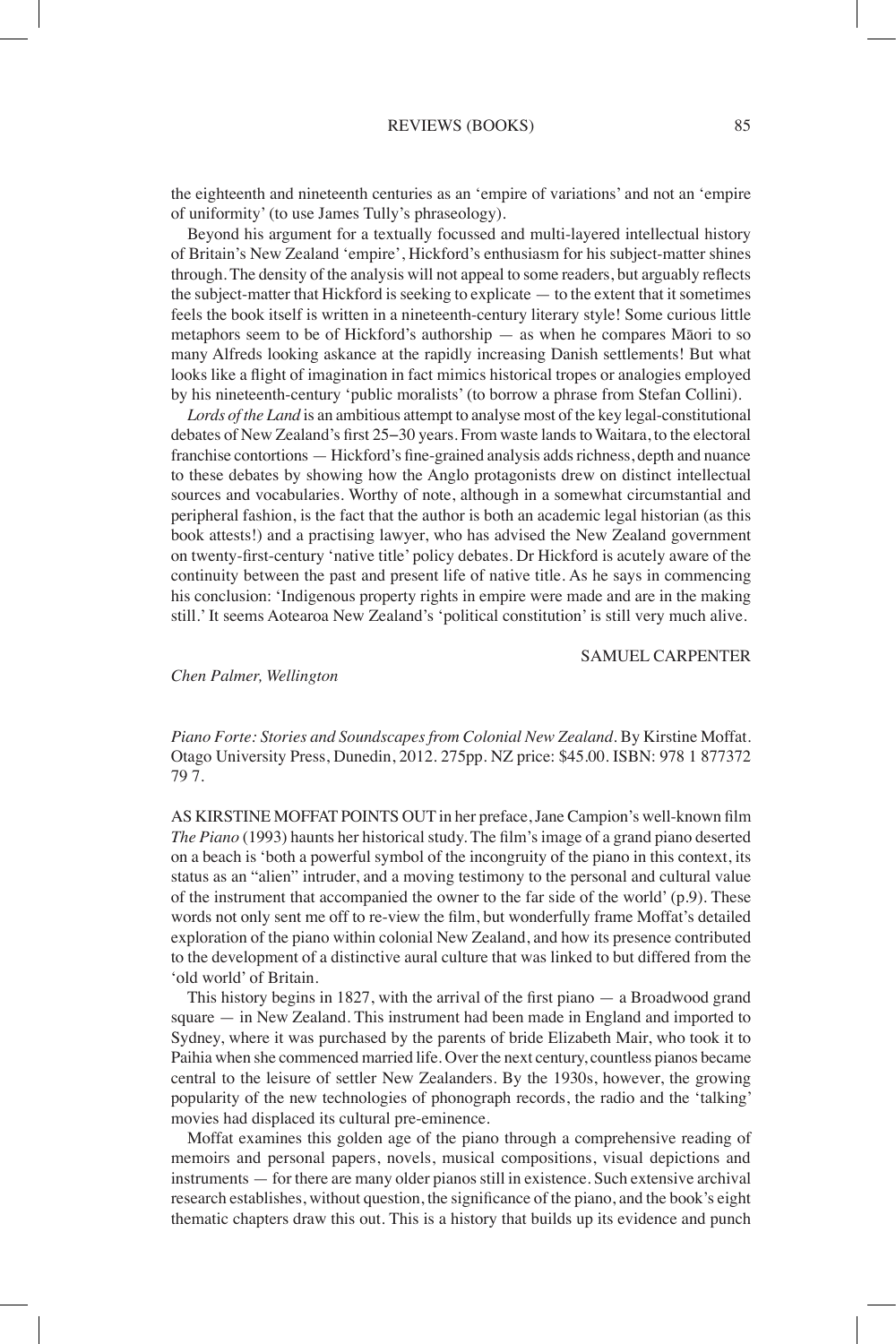the eighteenth and nineteenth centuries as an 'empire of variations' and not an 'empire of uniformity' (to use James Tully's phraseology).

Beyond his argument for a textually focussed and multi-layered intellectual history of Britain's New Zealand 'empire', Hickford's enthusiasm for his subject-matter shines through. The density of the analysis will not appeal to some readers, but arguably reflects the subject-matter that Hickford is seeking to explicate — to the extent that it sometimes feels the book itself is written in a nineteenth-century literary style! Some curious little metaphors seem to be of Hickford's authorship — as when he compares Māori to so many Alfreds looking askance at the rapidly increasing Danish settlements! But what looks like a flight of imagination in fact mimics historical tropes or analogies employed by his nineteenth-century 'public moralists' (to borrow a phrase from Stefan Collini).

*Lords of the Land* is an ambitious attempt to analyse most of the key legal-constitutional debates of New Zealand's first 25–30 years. From waste lands to Waitara, to the electoral franchise contortions — Hickford's fine-grained analysis adds richness, depth and nuance to these debates by showing how the Anglo protagonists drew on distinct intellectual sources and vocabularies. Worthy of note, although in a somewhat circumstantial and peripheral fashion, is the fact that the author is both an academic legal historian (as this book attests!) and a practising lawyer, who has advised the New Zealand government on twenty-first-century 'native title' policy debates. Dr Hickford is acutely aware of the continuity between the past and present life of native title. As he says in commencing his conclusion: 'Indigenous property rights in empire were made and are in the making still.' It seems Aotearoa New Zealand's 'political constitution' is still very much alive.

SAMUEL CARPENTER

*Chen Palmer, Wellington*

*Piano Forte: Stories and Soundscapes from Colonial New Zealand*. By Kirstine Moffat. Otago University Press, Dunedin, 2012. 275pp. NZ price: $45.00. ISBN: 978 1 877372 79 7.

AS KIRSTINE MOFFAT POINTS OUT in her preface, Jane Campion's well-known film *The Piano* (1993) haunts her historical study. The film's image of a grand piano deserted on a beach is 'both a powerful symbol of the incongruity of the piano in this context, its status as an "alien" intruder, and a moving testimony to the personal and cultural value of the instrument that accompanied the owner to the far side of the world' (p.9). These words not only sent me off to re-view the film, but wonderfully frame Moffat's detailed exploration of the piano within colonial New Zealand, and how its presence contributed to the development of a distinctive aural culture that was linked to but differed from the 'old world' of Britain.

This history begins in 1827, with the arrival of the first piano — a Broadwood grand square — in New Zealand. This instrument had been made in England and imported to Sydney, where it was purchased by the parents of bride Elizabeth Mair, who took it to Paihia when she commenced married life. Over the next century, countless pianos became central to the leisure of settler New Zealanders. By the 1930s, however, the growing popularity of the new technologies of phonograph records, the radio and the 'talking' movies had displaced its cultural pre-eminence.

Moffat examines this golden age of the piano through a comprehensive reading of memoirs and personal papers, novels, musical compositions, visual depictions and instruments — for there are many older pianos still in existence. Such extensive archival research establishes, without question, the significance of the piano, and the book's eight thematic chapters draw this out. This is a history that builds up its evidence and punch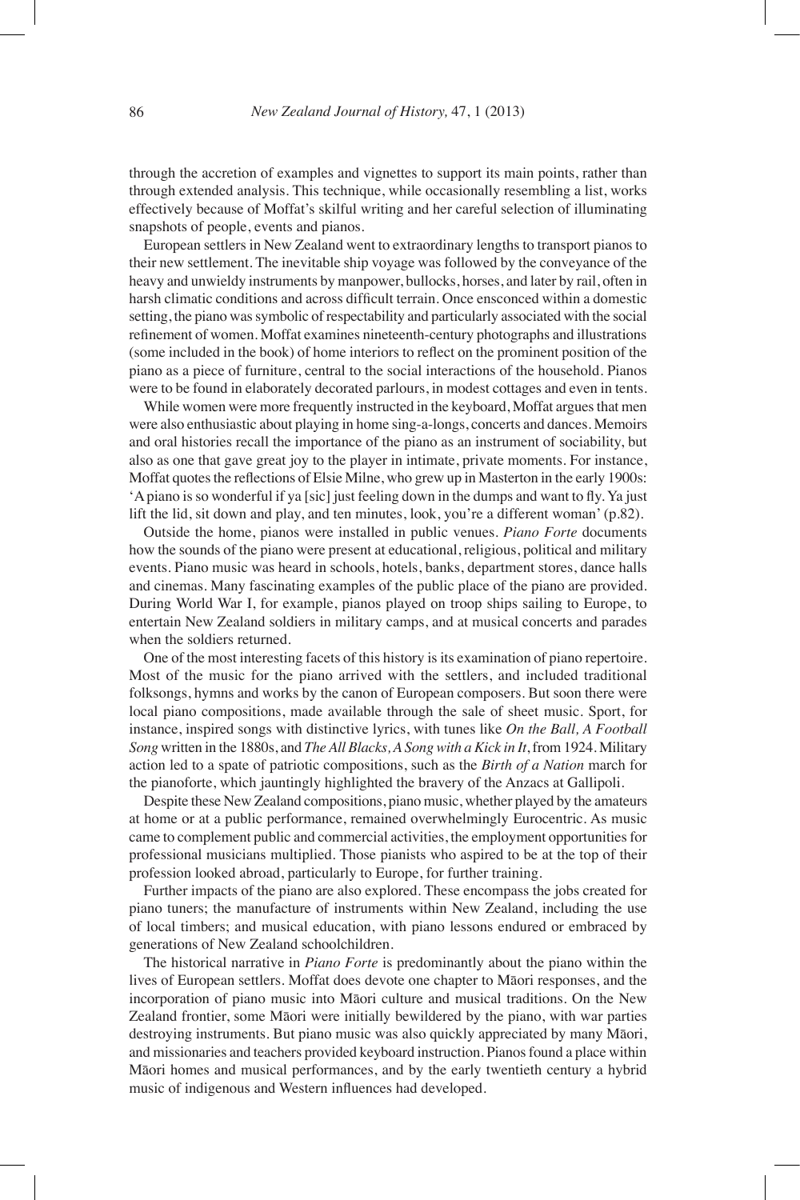through the accretion of examples and vignettes to support its main points, rather than through extended analysis. This technique, while occasionally resembling a list, works effectively because of Moffat's skilful writing and her careful selection of illuminating snapshots of people, events and pianos.

European settlers in New Zealand went to extraordinary lengths to transport pianos to their new settlement. The inevitable ship voyage was followed by the conveyance of the heavy and unwieldy instruments by manpower, bullocks, horses, and later by rail, often in harsh climatic conditions and across difficult terrain. Once ensconced within a domestic setting, the piano was symbolic of respectability and particularly associated with the social refinement of women. Moffat examines nineteenth-century photographs and illustrations (some included in the book) of home interiors to reflect on the prominent position of the piano as a piece of furniture, central to the social interactions of the household. Pianos were to be found in elaborately decorated parlours, in modest cottages and even in tents.

While women were more frequently instructed in the keyboard, Moffat argues that men were also enthusiastic about playing in home sing-a-longs, concerts and dances. Memoirs and oral histories recall the importance of the piano as an instrument of sociability, but also as one that gave great joy to the player in intimate, private moments. For instance, Moffat quotes the reflections of Elsie Milne, who grew up in Masterton in the early 1900s: 'A piano is so wonderful if ya [sic] just feeling down in the dumps and want to fly. Ya just lift the lid, sit down and play, and ten minutes, look, you're a different woman' (p.82).

Outside the home, pianos were installed in public venues. *Piano Forte* documents how the sounds of the piano were present at educational, religious, political and military events. Piano music was heard in schools, hotels, banks, department stores, dance halls and cinemas. Many fascinating examples of the public place of the piano are provided. During World War I, for example, pianos played on troop ships sailing to Europe, to entertain New Zealand soldiers in military camps, and at musical concerts and parades when the soldiers returned.

One of the most interesting facets of this history is its examination of piano repertoire. Most of the music for the piano arrived with the settlers, and included traditional folksongs, hymns and works by the canon of European composers. But soon there were local piano compositions, made available through the sale of sheet music. Sport, for instance, inspired songs with distinctive lyrics, with tunes like *On the Ball, A Football Song* written in the 1880s, and *The All Blacks, A Song with a Kick in It*, from 1924. Military action led to a spate of patriotic compositions, such as the *Birth of a Nation* march for the pianoforte, which jauntingly highlighted the bravery of the Anzacs at Gallipoli.

Despite these New Zealand compositions, piano music, whether played by the amateurs at home or at a public performance, remained overwhelmingly Eurocentric. As music came to complement public and commercial activities, the employment opportunities for professional musicians multiplied. Those pianists who aspired to be at the top of their profession looked abroad, particularly to Europe, for further training.

Further impacts of the piano are also explored. These encompass the jobs created for piano tuners; the manufacture of instruments within New Zealand, including the use of local timbers; and musical education, with piano lessons endured or embraced by generations of New Zealand schoolchildren.

The historical narrative in *Piano Forte* is predominantly about the piano within the lives of European settlers. Moffat does devote one chapter to Māori responses, and the incorporation of piano music into Māori culture and musical traditions. On the New Zealand frontier, some Māori were initially bewildered by the piano, with war parties destroying instruments. But piano music was also quickly appreciated by many Māori, and missionaries and teachers provided keyboard instruction. Pianos found a place within Māori homes and musical performances, and by the early twentieth century a hybrid music of indigenous and Western influences had developed.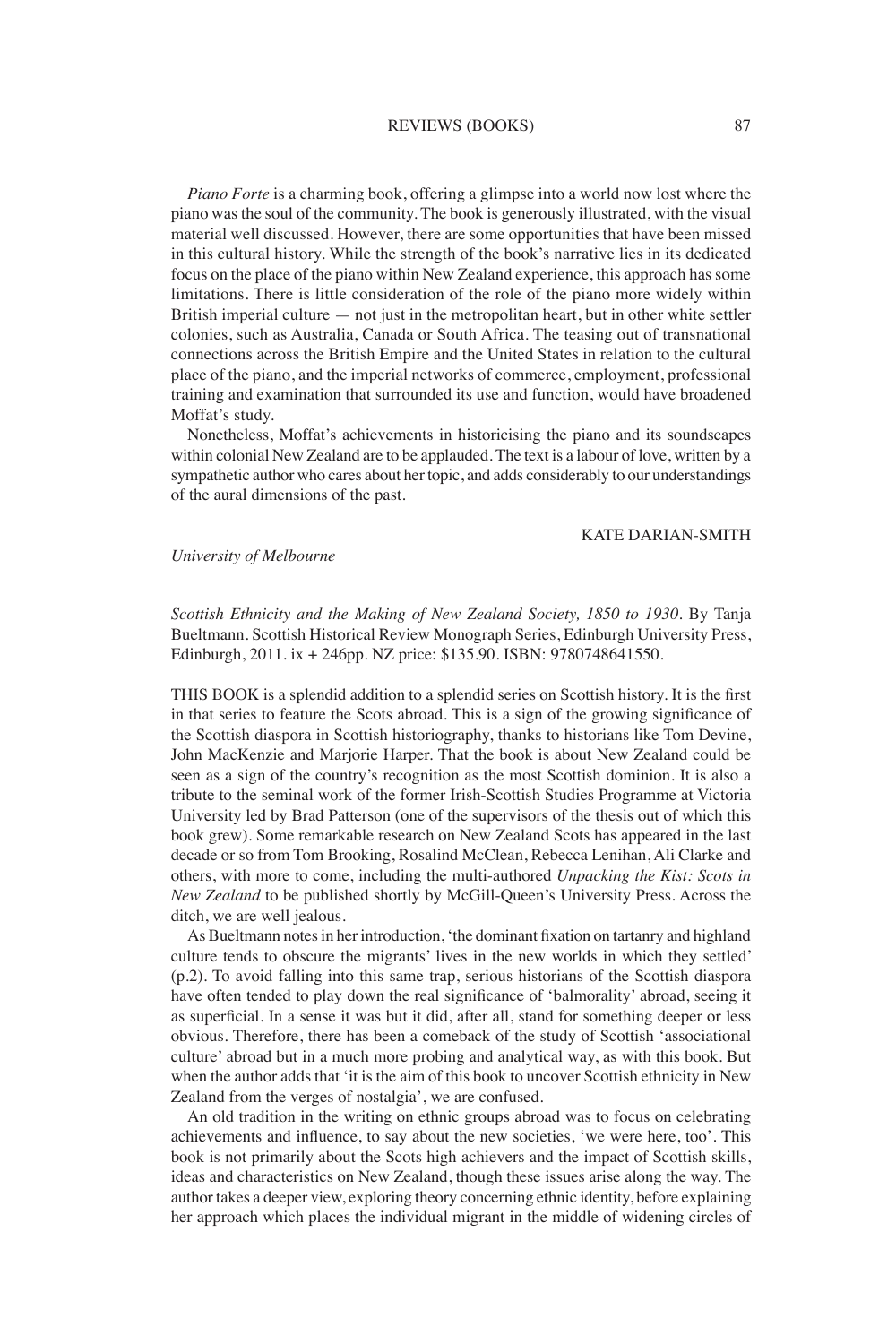*Piano Forte* is a charming book, offering a glimpse into a world now lost where the piano was the soul of the community. The book is generously illustrated, with the visual material well discussed. However, there are some opportunities that have been missed in this cultural history. While the strength of the book's narrative lies in its dedicated focus on the place of the piano within New Zealand experience, this approach has some limitations. There is little consideration of the role of the piano more widely within British imperial culture — not just in the metropolitan heart, but in other white settler colonies, such as Australia, Canada or South Africa. The teasing out of transnational connections across the British Empire and the United States in relation to the cultural place of the piano, and the imperial networks of commerce, employment, professional training and examination that surrounded its use and function, would have broadened Moffat's study.

Nonetheless, Moffat's achievements in historicising the piano and its soundscapes within colonial New Zealand are to be applauded. The text is a labour of love, written by a sympathetic author who cares about her topic, and adds considerably to our understandings of the aural dimensions of the past.

KATE DARIAN-SMITH

*University of Melbourne*

*Scottish Ethnicity and the Making of New Zealand Society, 1850 to 1930*. By Tanja Bueltmann. Scottish Historical Review Monograph Series, Edinburgh University Press, Edinburgh, 2011. ix + 246pp. NZ price: $135.90. ISBN: 9780748641550.

THIS BOOK is a splendid addition to a splendid series on Scottish history. It is the first in that series to feature the Scots abroad. This is a sign of the growing significance of the Scottish diaspora in Scottish historiography, thanks to historians like Tom Devine, John MacKenzie and Marjorie Harper. That the book is about New Zealand could be seen as a sign of the country's recognition as the most Scottish dominion. It is also a tribute to the seminal work of the former Irish-Scottish Studies Programme at Victoria University led by Brad Patterson (one of the supervisors of the thesis out of which this book grew). Some remarkable research on New Zealand Scots has appeared in the last decade or so from Tom Brooking, Rosalind McClean, Rebecca Lenihan, Ali Clarke and others, with more to come, including the multi-authored *Unpacking the Kist: Scots in New Zealand* to be published shortly by McGill-Queen's University Press. Across the ditch, we are well jealous.

As Bueltmann notes in her introduction, 'the dominant fixation on tartanry and highland culture tends to obscure the migrants' lives in the new worlds in which they settled' (p.2). To avoid falling into this same trap, serious historians of the Scottish diaspora have often tended to play down the real significance of 'balmorality' abroad, seeing it as superficial. In a sense it was but it did, after all, stand for something deeper or less obvious. Therefore, there has been a comeback of the study of Scottish 'associational culture' abroad but in a much more probing and analytical way, as with this book. But when the author adds that 'it is the aim of this book to uncover Scottish ethnicity in New Zealand from the verges of nostalgia', we are confused.

An old tradition in the writing on ethnic groups abroad was to focus on celebrating achievements and influence, to say about the new societies, 'we were here, too'. This book is not primarily about the Scots high achievers and the impact of Scottish skills, ideas and characteristics on New Zealand, though these issues arise along the way. The author takes a deeper view, exploring theory concerning ethnic identity, before explaining her approach which places the individual migrant in the middle of widening circles of